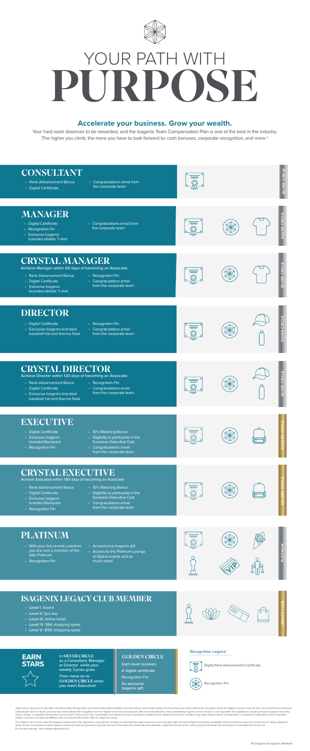# YOUR PATH WITH PURPOSE

## Accelerate your business. Grow your wealth.

Your hard work deserves to be rewarded, and the Isagenix Team Compensation Plan is one of the best in the industry. The higher you climb, the more you have to look forward to: cash bonuses, corporate recognition, and more.†

## CONSULTANT

SILVER CIRCLE

- Rank Advancement Bonus
- Digital Certificate
- Congratulations email from the corporate team

## MANAGER

SILVER CIRCLE

- Digital Certificate
- Recognition Pin
- Exclusive Isagenix branded athletic T-shirt
- Congratulations email from the corporate team

## CRYSTAL MANAGER

SILVER CIRCLE

Achieve Manager within 60 days of becoming an Associate

- Rank Advancement Bonus
- Digital Certificate
- Exclusive Isagenix branded athletic T-shirt
- Recognition Pin
- Congratulations email from the corporate team

## DIRECTOR

SILVER CIRCLE

- Digital Certificate
- Exclusive Isagenix branded baseball hat and thermo flask
- Recognition Pin
- Congratulations email from the corporate team

## CRYSTAL DIRECTOR

SILVER CIRCLE

Achieve Director within 120 days of becoming an Associate

- Rank Advancement Bonus
- Digital Certificate
- Exclusive Isagenix branded baseball hat and thermo flask
- Recognition Pin
- Congratulations email from the corporate team

## EXECUTIVE

GOLDEN CIRCLE

- Digital Certificate
- Exclusive Isagenix branded Backpack
- Recognition Pin
- 10% Matching Bonus
- Eligibility to participate in the European Executive Club
- Congratulations email from the corporate team

## CRYSTAL EXECUTIVE

GOLDEN CIRCLE

Achieve Executive within 180 days of becoming an Associate

- Rank Advancement Bonus
- Digital Certificate
- Exclusive Isagenix branded Backpack
- Recognition Pin
- 10% Matching Bonus
- Eligibility to participate in the European Executive Club
- Congratulations email from the corporate team

## PLATINUM

PLATINUM

- With your first re-entry position, you are now a member of the elite Platinum
- Recognition Pin
- An exclusive Isagenix gift
- Access to the Platinum Lounge at Global events and so much more!

## ISAGENIX LEGACY CLUB MEMBER

LEGACY CLUB

- Level I: Award
- Level II: Spa day
- Level III: Airline ticket
- Level IV: $6K shopping spree
- Level V: $15K shopping spree

## EARN STARS

in **SILVER CIRCLE** as a Consultant, Manager or Director while your weekly Cycles grow.

Then move on to **GOLDEN CIRCLE** when you reach Executive!

### GOLDEN CIRCLE

Each level receives:

- A digital certificate
- Recognition Pin
- An exclusive Isagenix gift

### Recognition Legend

- Digital Rank Advancement Certificate
- Recognition Pin

*Gifts may be earned once only. Gifts not claimed within 45 days after rank advancement will be forfeited. Accounts that are below 3-Star Golden Circle and have two names listed in the recognition name are eligible to receive only one prize. Accounts that have achieved 3-Star Golden Circle or above and have two names listed in the recognition name are eligible to receive a second prize. Gifts are nontransferable, unless permitted by Isagenix, and do not have a cash equivalent. No substitutions, except by Isagenix. Isagenix may deny, cancel, change, or substitute gifts any time for any reason. Taxes are the sole responsibility of recipient and may be reported as taxable income. Additional terms and conditions may apply. Product names are trademarks™ or registered® trademarks of their respective holders. Use does not imply any affiliation with or endorsement by them. Gifts are subject to change.

†The ability to earn income under the Isagenix Compensation Plan depends on many factors including an individual Associate's business, social, and sales skills; personal ambition and activity; availability of time and financial resources; and access to a larger network of family, friends, and business contacts. Isagenix cannot and does not guarantee any particular level of earnings. Even Associates who dedicate a significant amount of time, effort, and personal funds may not achieve a meaningful level of success. For average earnings, refer to IsagenixEarnings.com.

*All Isagenix European Markets*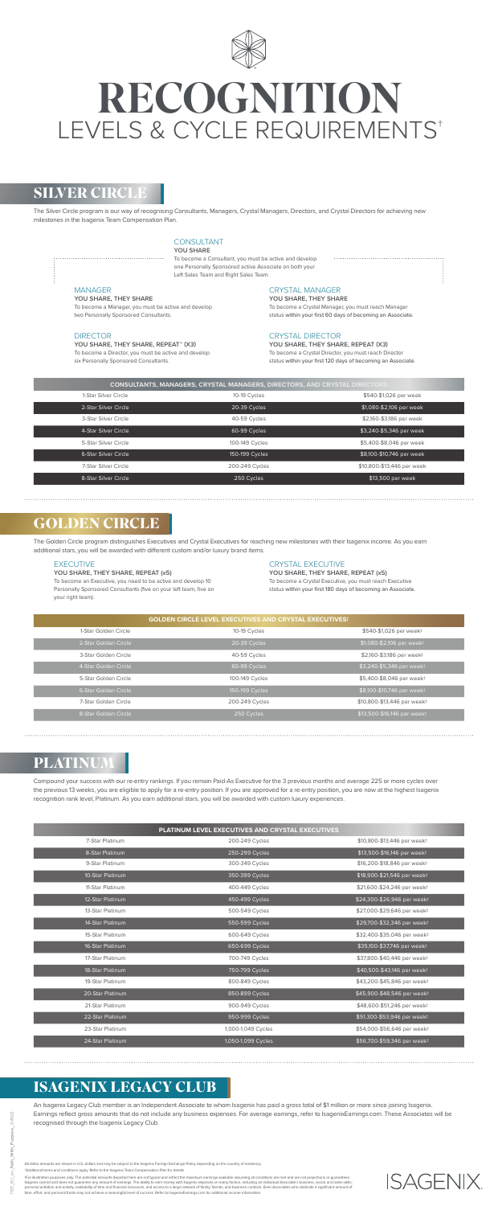# RECOGNITION
## LEVELS & CYCLE REQUIREMENTS†

## SILVER CIRCLE

The Silver Circle program is our way of recognising Consultants, Managers, Crystal Managers, Directors, and Crystal Directors for achieving new milestones in the Isagenix Team Compensation Plan.

### CONSULTANT
**YOU SHARE**
To become a Consultant, you must be active and develop one Personally Sponsored active Associate on both your Left Sales Team and Right Sales Team.

### MANAGER
**YOU SHARE, THEY SHARE**
To become a Manager, you must be active and develop two Personally Sponsored Consultants.

### CRYSTAL MANAGER
**YOU SHARE, THEY SHARE**
To become a Crystal Manager, you must reach Manager status within your first 60 days of becoming an Associate.

### DIRECTOR
**YOU SHARE, THEY SHARE, REPEAT™ (X3)**
To become a Director, you must be active and develop six Personally Sponsored Consultants.

### CRYSTAL DIRECTOR
**YOU SHARE, THEY SHARE, REPEAT (X3)**
To become a Crystal Director, you must reach Director status within your first 120 days of becoming an Associate.

| CONSULTANTS, MANAGERS, CRYSTAL MANAGERS, DIRECTORS, AND CRYSTAL DIRECTORS | | |
|---|---|---|
| 1-Star Silver Circle | 10-19 Cycles | $540-$1,026 per week |
| 2-Star Silver Circle | 20-39 Cycles | $1,080-$2,106 per week |
| 3-Star Silver Circle | 40-59 Cycles | $2,160-$3,186 per week |
| 4-Star Silver Circle | 60-99 Cycles | $3,240-$5,346 per week |
| 5-Star Silver Circle | 100-149 Cycles | $5,400-$8,046 per week |
| 6-Star Silver Circle | 150-199 Cycles | $8,100-$10,746 per week |
| 7-Star Silver Circle | 200-249 Cycles | $10,800-$13,446 per week |
| 8-Star Silver Circle | 250 Cycles | $13,500 per week |

## GOLDEN CIRCLE

The Golden Circle program distinguishes Executives and Crystal Executives for reaching new milestones with their Isagenix income. As you earn additional stars, you will be awarded with different custom and/or luxury brand items.

### EXECUTIVE
**YOU SHARE, THEY SHARE, REPEAT (x5)**
To become an Executive, you need to be active and develop 10 Personally Sponsored Consultants (five on your left team, five on your right team).

### CRYSTAL EXECUTIVE
**YOU SHARE, THEY SHARE, REPEAT (x5)**
To become a Crystal Executive, you must reach Executive status within your first 180 days of becoming an Associate.

| GOLDEN CIRCLE LEVEL EXECUTIVES AND CRYSTAL EXECUTIVES‡ | | |
|---|---|---|
| 1-Star Golden Circle | 10-19 Cycles | $540-$1,026 per week‡ |
| 2-Star Golden Circle | 20-39 Cycles | $1,080-$2,106 per week‡ |
| 3-Star Golden Circle | 40-59 Cycles | $2,160-$3,186 per week‡ |
| 4-Star Golden Circle | 60-99 Cycles | $3,240-$5,346 per week‡ |
| 5-Star Golden Circle | 100-149 Cycles | $5,400-$8,046 per week‡ |
| 6-Star Golden Circle | 150-199 Cycles | $8,100-$10,746 per week‡ |
| 7-Star Golden Circle | 200-249 Cycles | $10,800-$13,446 per week‡ |
| 8-Star Golden Circle | 250 Cycles | $13,500-$16,146 per week‡ |

## PLATINUM

Compound your success with our re-entry rankings. If you remain Paid-As Executive for the 3 previous months and average 225 or more cycles over the previous 13 weeks, you are eligible to apply for a re-entry position. If you are approved for a re-entry position, you are now at the highest Isagenix recognition rank level, Platinum. As you earn additional stars, you will be awarded with custom luxury experiences.

| PLATINUM LEVEL EXECUTIVES AND CRYSTAL EXECUTIVES | | |
|---|---|---|
| 7-Star Platinum | 200-249 Cycles | $10,800-$13,446 per week‡ |
| 8-Star Platinum | 250-299 Cycles | $13,500-$16,146 per week‡ |
| 9-Star Platinum | 300-349 Cycles | $16,200-$18,846 per week‡ |
| 10-Star Platinum | 350-399 Cycles | $18,900-$21,546 per week‡ |
| 11-Star Platinum | 400-449 Cycles | $21,600-$24,246 per week‡ |
| 12-Star Platinum | 450-499 Cycles | $24,300-$26,946 per week‡ |
| 13-Star Platinum | 500-549 Cycles | $27,000-$29,646 per week‡ |
| 14-Star Platinum | 550-599 Cycles | $29,700-$32,346 per week‡ |
| 15-Star Platinum | 600-649 Cycles | $32,400-$35,046 per week‡ |
| 16-Star Platinum | 650-699 Cycles | $35,100-$37,746 per week‡ |
| 17-Star Platinum | 700-749 Cycles | $37,800-$40,446 per week‡ |
| 18-Star Platinum | 750-799 Cycles | $40,500-$43,146 per week‡ |
| 19-Star Platinum | 800-849 Cycles | $43,200-$45,846 per week‡ |
| 20-Star Platinum | 850-899 Cycles | $45,900-$48,546 per week‡ |
| 21-Star Platinum | 900-949 Cycles | $48,600-$51,246 per week‡ |
| 22-Star Platinum | 950-999 Cycles | $51,300-$53,946 per week‡ |
| 23-Star Platinum | 1,000-1,049 Cycles | $54,000-$56,646 per week‡ |
| 24-Star Platinum | 1,050-1,099 Cycles | $56,700-$59,346 per week‡ |

## ISAGENIX LEGACY CLUB

An Isagenix Legacy Club member is an Independent Associate to whom Isagenix has paid a gross total of $1 million or more since joining Isagenix. Earnings reflect gross amounts that do not include any business expenses. For average earnings, refer to IsagenixEarnings.com. These Associates will be recognised through the Isagenix Legacy Club.

All dollar amounts are shown in U.S. dollars and may be subject to the Isagenix Foreign Exchange Policy depending on the country of residency.
†Additional terms and conditions apply. Refer to the Isagenix Team Compensation Plan for details.
‡For illustration purposes only. The potential amounts depicted here are not typical and reflect the maximum earnings available assuming all conditions are met and are not projections or guarantees. Isagenix cannot and does not guarantee any amount of earnings. The ability to earn money with Isagenix depends on many factors, including an individual Associate's business, social and sales skills; personal ambition and activity; availability of time and financial resources; and access to a large network of family, friends, and business contacts. Even Associates who dedicate a significant amount of time, effort, and personal funds may not achieve a meaningful level of success. Refer to IsagenixEarnings.com for additional income information.

ISAGENIX